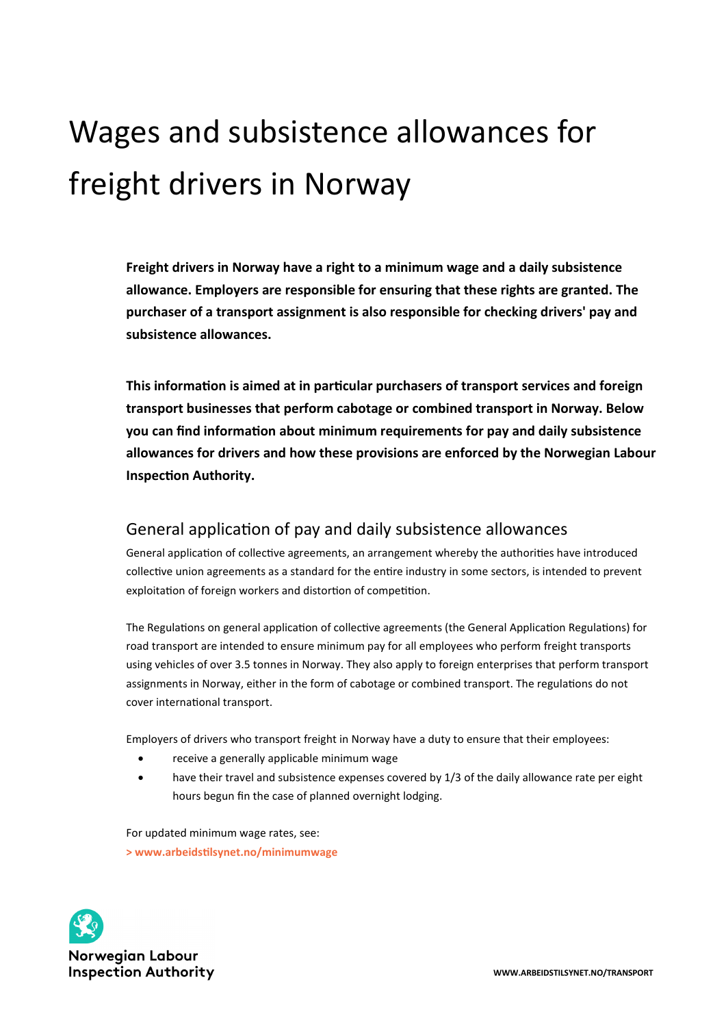# Wages and subsistence allowances for freight drivers in Norway

**Freight drivers in Norway have a right to a minimum wage and a daily subsistence allowance. Employers are responsible for ensuring that these rights are granted. The purchaser of a transport assignment is also responsible for checking drivers' pay and subsistence allowances.**

**This information is aimed at in particular purchasers of transport services and foreign transport businesses that perform cabotage or combined transport in Norway. Below you can find information about minimum requirements for pay and daily subsistence allowances for drivers and how these provisions are enforced by the Norwegian Labour Inspection Authority.**

## General application of pay and daily subsistence allowances

General application of collective agreements, an arrangement whereby the authorities have introduced collective union agreements as a standard for the entire industry in some sectors, is intended to prevent exploitation of foreign workers and distortion of competition.

The Regulations on general application of collective agreements (the General Application Regulations) for road transport are intended to ensure minimum pay for all employees who perform freight transports using vehicles of over 3.5 tonnes in Norway. They also apply to foreign enterprises that perform transport assignments in Norway, either in the form of cabotage or combined transport. The regulations do not cover international transport.

Employers of drivers who transport freight in Norway have a duty to ensure that their employees:

- receive a generally applicable minimum wage
- have their travel and subsistence expenses covered by 1/3 of the daily allowance rate per eight hours begun fin the case of planned overnight lodging.

For updated minimum wage rates, see:
**> www.arbeidstilsynet.no/minimumwage**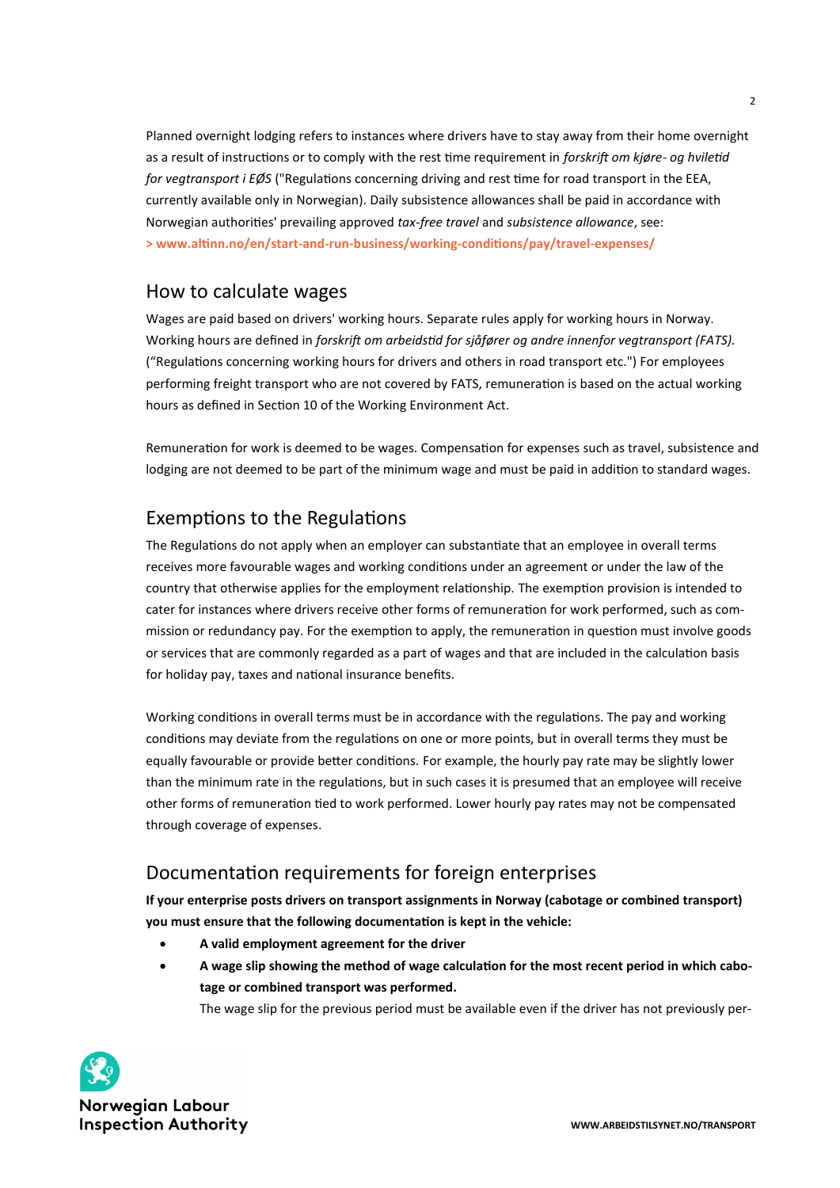Planned overnight lodging refers to instances where drivers have to stay away from their home overnight as a result of instructions or to comply with the rest time requirement in *forskrift om kjøre- og hviletid for vegtransport i EØS* ("Regulations concerning driving and rest time for road transport in the EEA, currently available only in Norwegian). Daily subsistence allowances shall be paid in accordance with Norwegian authorities' prevailing approved *tax-free travel* and *subsistence allowance*, see:
**> www.altinn.no/en/start-and-run-business/working-conditions/pay/travel-expenses/**

## How to calculate wages

Wages are paid based on drivers' working hours. Separate rules apply for working hours in Norway. Working hours are defined in *forskrift om arbeidstid for sjåfører og andre innenfor vegtransport (FATS).* ("Regulations concerning working hours for drivers and others in road transport etc.") For employees performing freight transport who are not covered by FATS, remuneration is based on the actual working hours as defined in Section 10 of the Working Environment Act.

Remuneration for work is deemed to be wages. Compensation for expenses such as travel, subsistence and lodging are not deemed to be part of the minimum wage and must be paid in addition to standard wages.

## Exemptions to the Regulations

The Regulations do not apply when an employer can substantiate that an employee in overall terms receives more favourable wages and working conditions under an agreement or under the law of the country that otherwise applies for the employment relationship. The exemption provision is intended to cater for instances where drivers receive other forms of remuneration for work performed, such as commission or redundancy pay. For the exemption to apply, the remuneration in question must involve goods or services that are commonly regarded as a part of wages and that are included in the calculation basis for holiday pay, taxes and national insurance benefits.

Working conditions in overall terms must be in accordance with the regulations. The pay and working conditions may deviate from the regulations on one or more points, but in overall terms they must be equally favourable or provide better conditions. For example, the hourly pay rate may be slightly lower than the minimum rate in the regulations, but in such cases it is presumed that an employee will receive other forms of remuneration tied to work performed. Lower hourly pay rates may not be compensated through coverage of expenses.

## Documentation requirements for foreign enterprises

**If your enterprise posts drivers on transport assignments in Norway (cabotage or combined transport) you must ensure that the following documentation is kept in the vehicle:**

- **A valid employment agreement for the driver**
- **A wage slip showing the method of wage calculation for the most recent period in which cabotage or combined transport was performed.**
  The wage slip for the previous period must be available even if the driver has not previously per-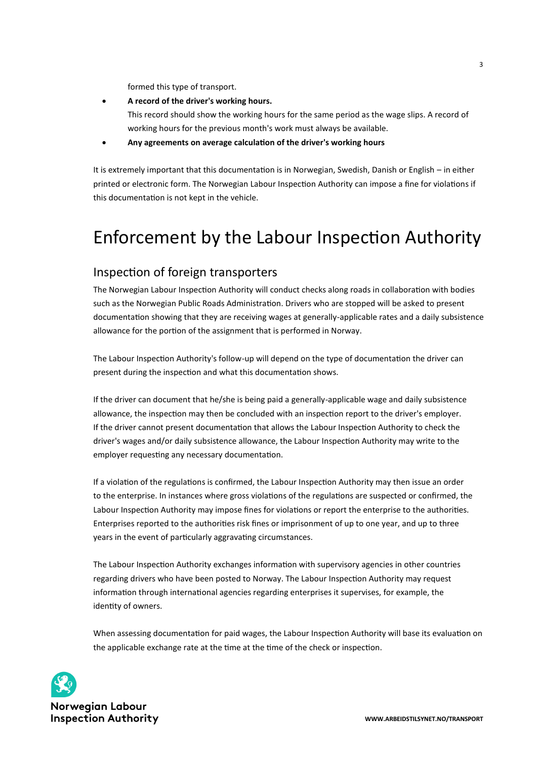formed this type of transport.

- **A record of the driver's working hours.**
  This record should show the working hours for the same period as the wage slips. A record of working hours for the previous month's work must always be available.
- **Any agreements on average calculation of the driver's working hours**

It is extremely important that this documentation is in Norwegian, Swedish, Danish or English – in either printed or electronic form. The Norwegian Labour Inspection Authority can impose a fine for violations if this documentation is not kept in the vehicle.

# Enforcement by the Labour Inspection Authority

## Inspection of foreign transporters

The Norwegian Labour Inspection Authority will conduct checks along roads in collaboration with bodies such as the Norwegian Public Roads Administration. Drivers who are stopped will be asked to present documentation showing that they are receiving wages at generally-applicable rates and a daily subsistence allowance for the portion of the assignment that is performed in Norway.

The Labour Inspection Authority's follow-up will depend on the type of documentation the driver can present during the inspection and what this documentation shows.

If the driver can document that he/she is being paid a generally-applicable wage and daily subsistence allowance, the inspection may then be concluded with an inspection report to the driver's employer. If the driver cannot present documentation that allows the Labour Inspection Authority to check the driver's wages and/or daily subsistence allowance, the Labour Inspection Authority may write to the employer requesting any necessary documentation.

If a violation of the regulations is confirmed, the Labour Inspection Authority may then issue an order to the enterprise. In instances where gross violations of the regulations are suspected or confirmed, the Labour Inspection Authority may impose fines for violations or report the enterprise to the authorities. Enterprises reported to the authorities risk fines or imprisonment of up to one year, and up to three years in the event of particularly aggravating circumstances.

The Labour Inspection Authority exchanges information with supervisory agencies in other countries regarding drivers who have been posted to Norway. The Labour Inspection Authority may request information through international agencies regarding enterprises it supervises, for example, the identity of owners.

When assessing documentation for paid wages, the Labour Inspection Authority will base its evaluation on the applicable exchange rate at the time at the time of the check or inspection.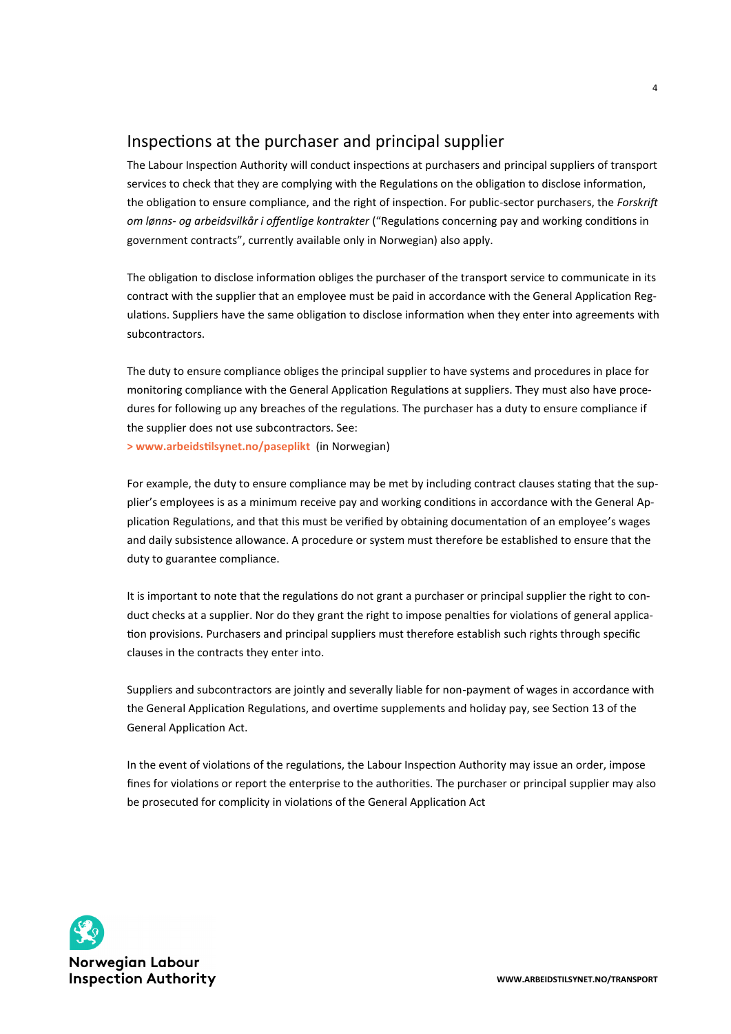## Inspections at the purchaser and principal supplier

The Labour Inspection Authority will conduct inspections at purchasers and principal suppliers of transport services to check that they are complying with the Regulations on the obligation to disclose information, the obligation to ensure compliance, and the right of inspection. For public-sector purchasers, the *Forskrift om lønns- og arbeidsvilkår i offentlige kontrakter* ("Regulations concerning pay and working conditions in government contracts", currently available only in Norwegian) also apply.

The obligation to disclose information obliges the purchaser of the transport service to communicate in its contract with the supplier that an employee must be paid in accordance with the General Application Regulations. Suppliers have the same obligation to disclose information when they enter into agreements with subcontractors.

The duty to ensure compliance obliges the principal supplier to have systems and procedures in place for monitoring compliance with the General Application Regulations at suppliers. They must also have procedures for following up any breaches of the regulations. The purchaser has a duty to ensure compliance if the supplier does not use subcontractors. See:
**> www.arbeidstilsynet.no/paseplikt** (in Norwegian)

For example, the duty to ensure compliance may be met by including contract clauses stating that the supplier's employees is as a minimum receive pay and working conditions in accordance with the General Application Regulations, and that this must be verified by obtaining documentation of an employee's wages and daily subsistence allowance. A procedure or system must therefore be established to ensure that the duty to guarantee compliance.

It is important to note that the regulations do not grant a purchaser or principal supplier the right to conduct checks at a supplier. Nor do they grant the right to impose penalties for violations of general application provisions. Purchasers and principal suppliers must therefore establish such rights through specific clauses in the contracts they enter into.

Suppliers and subcontractors are jointly and severally liable for non-payment of wages in accordance with the General Application Regulations, and overtime supplements and holiday pay, see Section 13 of the General Application Act.

In the event of violations of the regulations, the Labour Inspection Authority may issue an order, impose fines for violations or report the enterprise to the authorities. The purchaser or principal supplier may also be prosecuted for complicity in violations of the General Application Act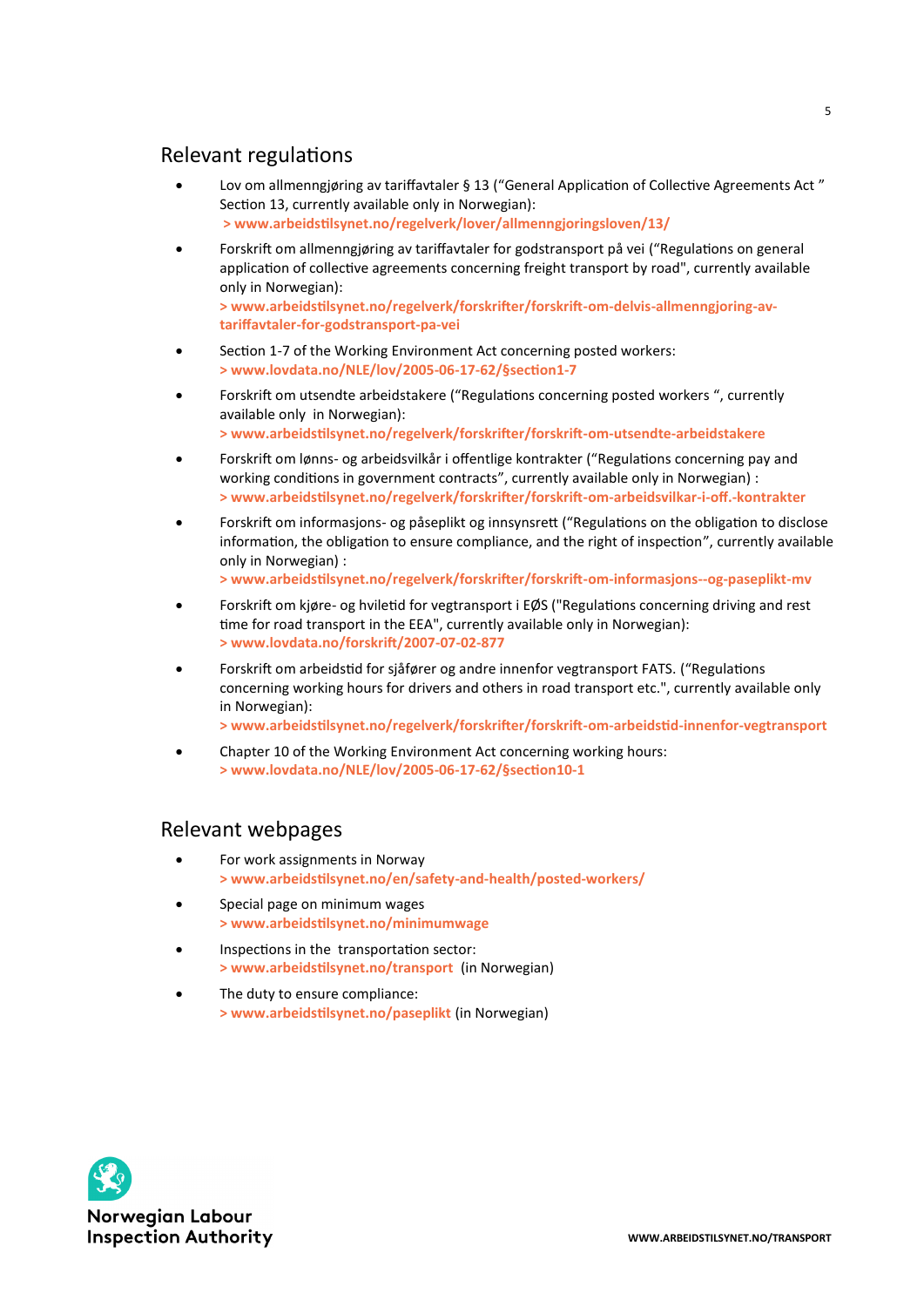## Relevant regulations

- Lov om allmenngjøring av tariffavtaler § 13 ("General Application of Collective Agreements Act " Section 13, currently available only in Norwegian):
  > www.arbeidstilsynet.no/regelverk/lover/allmenngjoringsloven/13/
- Forskrift om allmenngjøring av tariffavtaler for godstransport på vei ("Regulations on general application of collective agreements concerning freight transport by road", currently available only in Norwegian):
  > www.arbeidstilsynet.no/regelverk/forskrifter/forskrift-om-delvis-allmenngjoring-av-tariffavtaler-for-godstransport-pa-vei
- Section 1-7 of the Working Environment Act concerning posted workers:
  > www.lovdata.no/NLE/lov/2005-06-17-62/§section1-7
- Forskrift om utsendte arbeidstakere ("Regulations concerning posted workers ", currently available only in Norwegian):
  > www.arbeidstilsynet.no/regelverk/forskrifter/forskrift-om-utsendte-arbeidstakere
- Forskrift om lønns- og arbeidsvilkår i offentlige kontrakter ("Regulations concerning pay and working conditions in government contracts", currently available only in Norwegian) :
  > www.arbeidstilsynet.no/regelverk/forskrifter/forskrift-om-arbeidsvilkar-i-off.-kontrakter
- Forskrift om informasjons- og påseplikt og innsynsrett ("Regulations on the obligation to disclose information, the obligation to ensure compliance, and the right of inspection", currently available only in Norwegian) :
  > www.arbeidstilsynet.no/regelverk/forskrifter/forskrift-om-informasjons--og-paseplikt-mv
- Forskrift om kjøre- og hviletid for vegtransport i EØS ("Regulations concerning driving and rest time for road transport in the EEA", currently available only in Norwegian):
  > www.lovdata.no/forskrift/2007-07-02-877
- Forskrift om arbeidstid for sjåfører og andre innenfor vegtransport FATS. ("Regulations concerning working hours for drivers and others in road transport etc.", currently available only in Norwegian):
  > www.arbeidstilsynet.no/regelverk/forskrifter/forskrift-om-arbeidstid-innenfor-vegtransport
- Chapter 10 of the Working Environment Act concerning working hours:
  > www.lovdata.no/NLE/lov/2005-06-17-62/§section10-1

## Relevant webpages

- For work assignments in Norway
  > www.arbeidstilsynet.no/en/safety-and-health/posted-workers/
- Special page on minimum wages
  > www.arbeidstilsynet.no/minimumwage
- Inspections in the transportation sector:
  > www.arbeidstilsynet.no/transport (in Norwegian)
- The duty to ensure compliance:
  > www.arbeidstilsynet.no/paseplikt (in Norwegian)

Norwegian Labour Inspection Authority